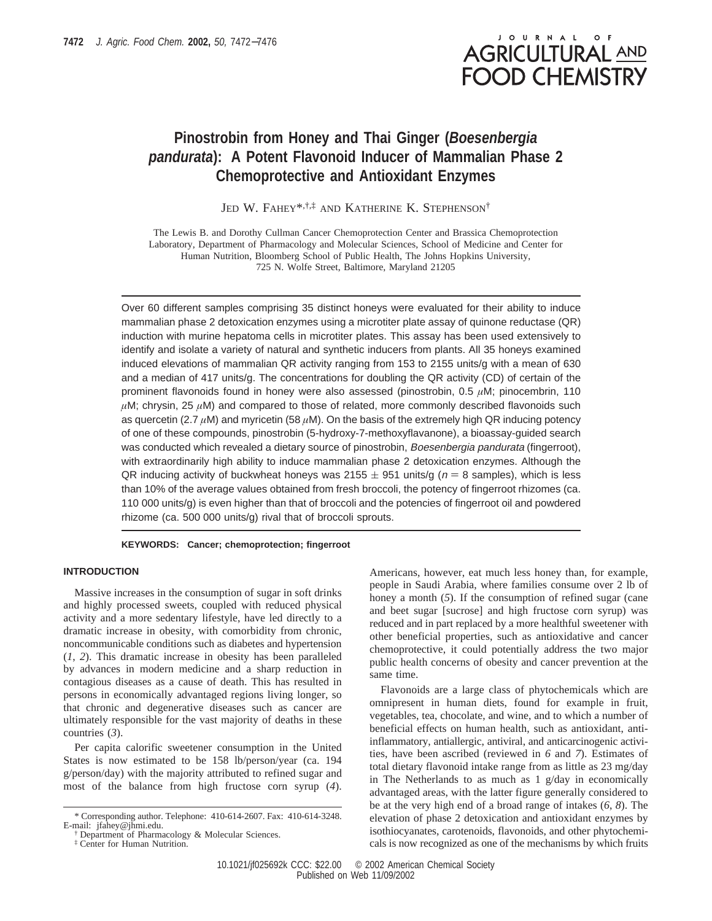# Pinostrobin from Honey and Thai Ginger (*Boesenbergia pandurata*): A Potent Flavonoid Inducer of Mammalian Phase 2 Chemoprotective and Antioxidant Enzymes

Jed W. Fahey*[†,‡] and Katherine K. Stephenson[†]

The Lewis B. and Dorothy Cullman Cancer Chemoprotection Center and Brassica Chemoprotection Laboratory, Department of Pharmacology and Molecular Sciences, School of Medicine and Center for Human Nutrition, Bloomberg School of Public Health, The Johns Hopkins University, 725 N. Wolfe Street, Baltimore, Maryland 21205

Over 60 different samples comprising 35 distinct honeys were evaluated for their ability to induce mammalian phase 2 detoxication enzymes using a microtiter plate assay of quinone reductase (QR) induction with murine hepatoma cells in microtiter plates. This assay has been used extensively to identify and isolate a variety of natural and synthetic inducers from plants. All 35 honeys examined induced elevations of mammalian QR activity ranging from 153 to 2155 units/g with a mean of 630 and a median of 417 units/g. The concentrations for doubling the QR activity (CD) of certain of the prominent flavonoids found in honey were also assessed (pinostrobin, 0.5 $\mu$M; pinocembrin, 110 $\mu$M; chrysin, 25 $\mu$M) and compared to those of related, more commonly described flavonoids such as quercetin (2.7 $\mu$M) and myricetin (58 $\mu$M). On the basis of the extremely high QR inducing potency of one of these compounds, pinostrobin (5-hydroxy-7-methoxyflavanone), a bioassay-guided search was conducted which revealed a dietary source of pinostrobin, *Boesenbergia pandurata* (fingerroot), with extraordinarily high ability to induce mammalian phase 2 detoxication enzymes. Although the QR inducing activity of buckwheat honeys was 2155 ± 951 units/g ($n$ = 8 samples), which is less than 10% of the average values obtained from fresh broccoli, the potency of fingerroot rhizomes (ca. 110 000 units/g) is even higher than that of broccoli and the potencies of fingerroot oil and powdered rhizome (ca. 500 000 units/g) rival that of broccoli sprouts.

**KEYWORDS: Cancer; chemoprotection; fingerroot**

## INTRODUCTION

Massive increases in the consumption of sugar in soft drinks and highly processed sweets, coupled with reduced physical activity and a more sedentary lifestyle, have led directly to a dramatic increase in obesity, with comorbidity from chronic, noncommunicable conditions such as diabetes and hypertension (*1*, *2*). This dramatic increase in obesity has been paralleled by advances in modern medicine and a sharp reduction in contagious diseases as a cause of death. This has resulted in persons in economically advantaged regions living longer, so that chronic and degenerative diseases such as cancer are ultimately responsible for the vast majority of deaths in these countries (*3*).

Per capita calorific sweetener consumption in the United States is now estimated to be 158 lb/person/year (ca. 194 g/person/day) with the majority attributed to refined sugar and most of the balance from high fructose corn syrup (*4*). Americans, however, eat much less honey than, for example, people in Saudi Arabia, where families consume over 2 lb of honey a month (*5*). If the consumption of refined sugar (cane and beet sugar [sucrose] and high fructose corn syrup) was reduced and in part replaced by a more healthful sweetener with other beneficial properties, such as antioxidative and cancer chemoprotective, it could potentially address the two major public health concerns of obesity and cancer prevention at the same time.

Flavonoids are a large class of phytochemicals which are omnipresent in human diets, found for example in fruit, vegetables, tea, chocolate, and wine, and to which a number of beneficial effects on human health, such as antioxidant, anti-inflammatory, antiallergic, antiviral, and anticarcinogenic activities, have been ascribed (reviewed in *6* and *7*). Estimates of total dietary flavonoid intake range from as little as 23 mg/day in The Netherlands to as much as 1 g/day in economically advantaged areas, with the latter figure generally considered to be at the very high end of a broad range of intakes (*6*, *8*). The elevation of phase 2 detoxication and antioxidant enzymes by isothiocyanates, carotenoids, flavonoids, and other phytochemicals is now recognized as one of the mechanisms by which fruits

\* Corresponding author. Telephone: 410-614-2607. Fax: 410-614-3248. E-mail: jfahey@jhmi.edu.

[†] Department of Pharmacology & Molecular Sciences.

[‡] Center for Human Nutrition.

10.1021/jf025692k CCC: $22.00 © 2002 American Chemical Society
Published on Web 11/09/2002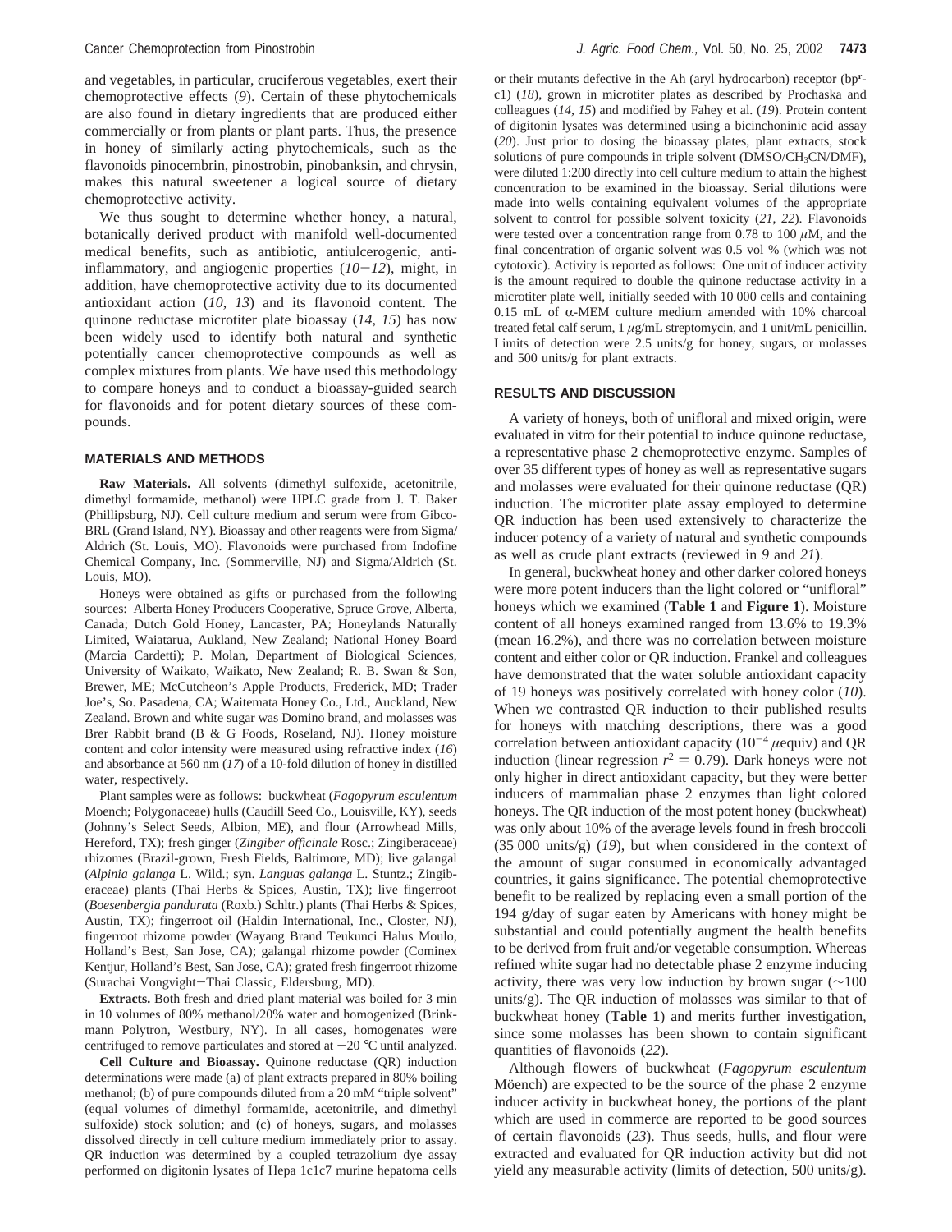and vegetables, in particular, cruciferous vegetables, exert their chemoprotective effects (*9*). Certain of these phytochemicals are also found in dietary ingredients that are produced either commercially or from plants or plant parts. Thus, the presence in honey of similarly acting phytochemicals, such as the flavonoids pinocembrin, pinostrobin, pinobanksin, and chrysin, makes this natural sweetener a logical source of dietary chemoprotective activity.

We thus sought to determine whether honey, a natural, botanically derived product with manifold well-documented medical benefits, such as antibiotic, antiulcerogenic, anti-inflammatory, and angiogenic properties (*10*−*12*), might, in addition, have chemoprotective activity due to its documented antioxidant action (*10*, *13*) and its flavonoid content. The quinone reductase microtiter plate bioassay (*14*, *15*) has now been widely used to identify both natural and synthetic potentially cancer chemoprotective compounds as well as complex mixtures from plants. We have used this methodology to compare honeys and to conduct a bioassay-guided search for flavonoids and for potent dietary sources of these compounds.

## MATERIALS AND METHODS

**Raw Materials.** All solvents (dimethyl sulfoxide, acetonitrile, dimethyl formamide, methanol) were HPLC grade from J. T. Baker (Phillipsburg, NJ). Cell culture medium and serum were from Gibco-BRL (Grand Island, NY). Bioassay and other reagents were from Sigma/Aldrich (St. Louis, MO). Flavonoids were purchased from Indofine Chemical Company, Inc. (Sommerville, NJ) and Sigma/Aldrich (St. Louis, MO).

Honeys were obtained as gifts or purchased from the following sources: Alberta Honey Producers Cooperative, Spruce Grove, Alberta, Canada; Dutch Gold Honey, Lancaster, PA; Honeylands Naturally Limited, Waiatarua, Aukland, New Zealand; National Honey Board (Marcia Cardetti); P. Molan, Department of Biological Sciences, University of Waikato, Waikato, New Zealand; R. B. Swan & Son, Brewer, ME; McCutcheon's Apple Products, Frederick, MD; Trader Joe's, So. Pasadena, CA; Waitemata Honey Co., Ltd., Auckland, New Zealand. Brown and white sugar was Domino brand, and molasses was Brer Rabbit brand (B & G Foods, Roseland, NJ). Honey moisture content and color intensity were measured using refractive index (*16*) and absorbance at 560 nm (*17*) of a 10-fold dilution of honey in distilled water, respectively.

Plant samples were as follows: buckwheat (*Fagopyrum esculentum* Moench; Polygonaceae) hulls (Caudill Seed Co., Louisville, KY), seeds (Johnny's Select Seeds, Albion, ME), and flour (Arrowhead Mills, Hereford, TX); fresh ginger (*Zingiber officinale* Rosc.; Zingiberaceae) rhizomes (Brazil-grown, Fresh Fields, Baltimore, MD); live galangal (*Alpinia galanga* L. Wild.; syn. *Languas galanga* L. Stuntz.; Zingiberaceae) plants (Thai Herbs & Spices, Austin, TX); live fingerroot (*Boesenbergia pandurata* (Roxb.) Schltr.) plants (Thai Herbs & Spices, Austin, TX); fingerroot oil (Haldin International, Inc., Closter, NJ), fingerroot rhizome powder (Wayang Brand Teukunci Halus Moulo, Holland's Best, San Jose, CA); galangal rhizome powder (Cominex Kentjur, Holland's Best, San Jose, CA); grated fresh fingerroot rhizome (Surachai Vongvight−Thai Classic, Eldersburg, MD).

**Extracts.** Both fresh and dried plant material was boiled for 3 min in 10 volumes of 80% methanol/20% water and homogenized (Brinkmann Polytron, Westbury, NY). In all cases, homogenates were centrifuged to remove particulates and stored at −20 °C until analyzed.

**Cell Culture and Bioassay.** Quinone reductase (QR) induction determinations were made (a) of plant extracts prepared in 80% boiling methanol; (b) of pure compounds diluted from a 20 mM "triple solvent" (equal volumes of dimethyl formamide, acetonitrile, and dimethyl sulfoxide) stock solution; and (c) of honeys, sugars, and molasses dissolved directly in cell culture medium immediately prior to assay. QR induction was determined by a coupled tetrazolium dye assay performed on digitonin lysates of Hepa 1c1c7 murine hepatoma cells or their mutants defective in the Ah (aryl hydrocarbon) receptor (bp$^r$-c1) (*18*), grown in microtiter plates as described by Prochaska and colleagues (*14*, *15*) and modified by Fahey et al. (*19*). Protein content of digitonin lysates was determined using a bicinchoninic acid assay (*20*). Just prior to dosing the bioassay plates, plant extracts, stock solutions of pure compounds in triple solvent (DMSO/$CH_3CN$/DMF), were diluted 1:200 directly into cell culture medium to attain the highest concentration to be examined in the bioassay. Serial dilutions were made into wells containing equivalent volumes of the appropriate solvent to control for possible solvent toxicity (*21*, *22*). Flavonoids were tested over a concentration range from 0.78 to 100 $\mu$M, and the final concentration of organic solvent was 0.5 vol % (which was not cytotoxic). Activity is reported as follows: One unit of inducer activity is the amount required to double the quinone reductase activity in a microtiter plate well, initially seeded with 10 000 cells and containing 0.15 mL of α-MEM culture medium amended with 10% charcoal treated fetal calf serum, 1 $\mu$g/mL streptomycin, and 1 unit/mL penicillin. Limits of detection were 2.5 units/g for honey, sugars, or molasses and 500 units/g for plant extracts.

## RESULTS AND DISCUSSION

A variety of honeys, both of unifloral and mixed origin, were evaluated in vitro for their potential to induce quinone reductase, a representative phase 2 chemoprotective enzyme. Samples of over 35 different types of honey as well as representative sugars and molasses were evaluated for their quinone reductase (QR) induction. The microtiter plate assay employed to determine QR induction has been used extensively to characterize the inducer potency of a variety of natural and synthetic compounds as well as crude plant extracts (reviewed in *9* and *21*).

In general, buckwheat honey and other darker colored honeys were more potent inducers than the light colored or "unifloral" honeys which we examined (**Table 1** and **Figure 1**). Moisture content of all honeys examined ranged from 13.6% to 19.3% (mean 16.2%), and there was no correlation between moisture content and either color or QR induction. Frankel and colleagues have demonstrated that the water soluble antioxidant capacity of 19 honeys was positively correlated with honey color (*10*). When we contrasted QR induction to their published results for honeys with matching descriptions, there was a good correlation between antioxidant capacity ($10^{-4}$ $\mu$equiv) and QR induction (linear regression $r^2 = 0.79$). Dark honeys were not only higher in direct antioxidant capacity, but they were better inducers of mammalian phase 2 enzymes than light colored honeys. The QR induction of the most potent honey (buckwheat) was only about 10% of the average levels found in fresh broccoli (35 000 units/g) (*19*), but when considered in the context of the amount of sugar consumed in economically advantaged countries, it gains significance. The potential chemoprotective benefit to be realized by replacing even a small portion of the 194 g/day of sugar eaten by Americans with honey might be substantial and could potentially augment the health benefits to be derived from fruit and/or vegetable consumption. Whereas refined white sugar had no detectable phase 2 enzyme inducing activity, there was very low induction by brown sugar (∼100 units/g). The QR induction of molasses was similar to that of buckwheat honey (**Table 1**) and merits further investigation, since some molasses has been shown to contain significant quantities of flavonoids (*22*).

Although flowers of buckwheat (*Fagopyrum esculentum* Möench) are expected to be the source of the phase 2 enzyme inducer activity in buckwheat honey, the portions of the plant which are used in commerce are reported to be good sources of certain flavonoids (*23*). Thus seeds, hulls, and flour were extracted and evaluated for QR induction activity but did not yield any measurable activity (limits of detection, 500 units/g).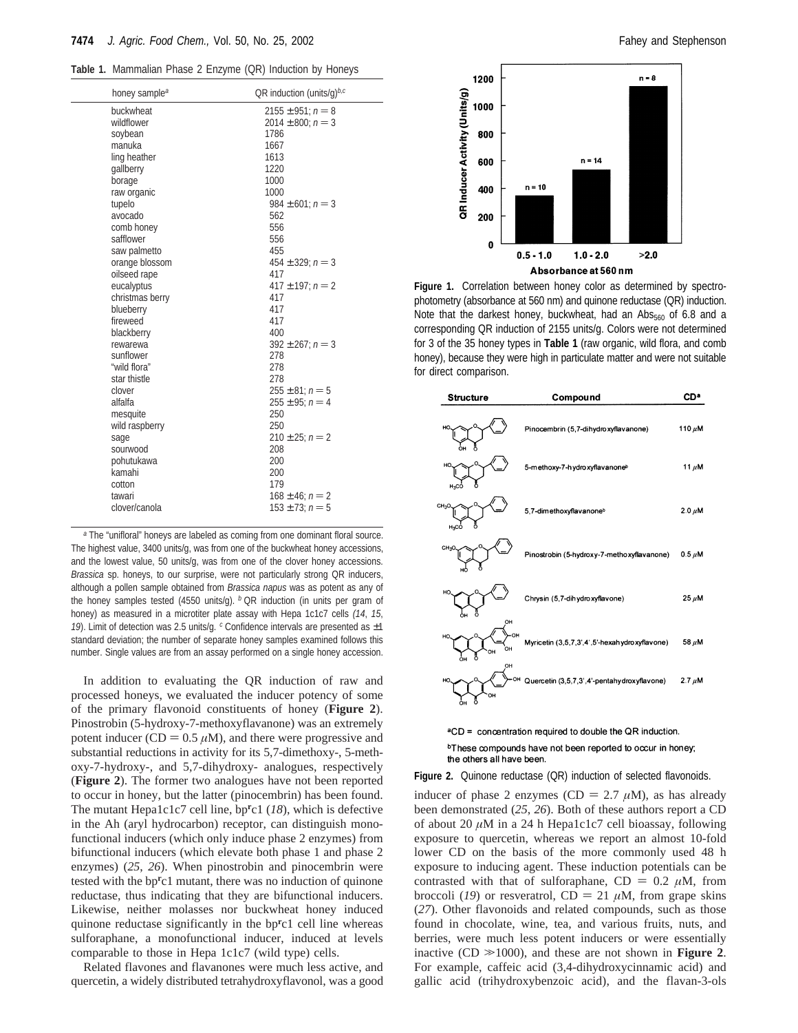**Table 1.** Mammalian Phase 2 Enzyme (QR) Induction by Honeys

| honey sample[a] | QR induction (units/g)[b,c] |
|---|---|
| buckwheat | 2155 ± 951; $n = 8$ |
| wildflower | 2014 ± 800; $n = 3$ |
| soybean | 1786 |
| manuka | 1667 |
| ling heather | 1613 |
| gallberry | 1220 |
| borage | 1000 |
| raw organic | 1000 |
| tupelo | 984 ± 601; $n = 3$ |
| avocado | 562 |
| comb honey | 556 |
| safflower | 556 |
| saw palmetto | 455 |
| orange blossom | 454 ± 329; $n = 3$ |
| oilseed rape | 417 |
| eucalyptus | 417 ± 197; $n = 2$ |
| christmas berry | 417 |
| blueberry | 417 |
| fireweed | 417 |
| blackberry | 400 |
| rewarewa | 392 ± 267; $n = 3$ |
| sunflower | 278 |
| "wild flora" | 278 |
| star thistle | 278 |
| clover | 255 ± 81; $n = 5$ |
| alfalfa | 255 ± 95; $n = 4$ |
| mesquite | 250 |
| wild raspberry | 250 |
| sage | 210 ± 25; $n = 2$ |
| sourwood | 208 |
| pohutukawa | 200 |
| kamahi | 200 |
| cotton | 179 |
| tawari | 168 ± 46; $n = 2$ |
| clover/canola | 153 ± 73; $n = 5$ |

[a] The "unifloral" honeys are labeled as coming from one dominant floral source. The highest value, 3400 units/g, was from one of the buckwheat honey accessions, and the lowest value, 50 units/g, was from one of the clover honey accessions. *Brassica* sp. honeys, to our surprise, were not particularly strong QR inducers, although a pollen sample obtained from *Brassica napus* was as potent as any of the honey samples tested (4550 units/g). [b] QR induction (in units per gram of honey) as measured in a microtiter plate assay with Hepa 1c1c7 cells (*14*, *15*, *19*). Limit of detection was 2.5 units/g. [c] Confidence intervals are presented as ±1 standard deviation; the number of separate honey samples examined follows this number. Single values are from an assay performed on a single honey accession.

**Figure 1.** Correlation between honey color as determined by spectrophotometry (absorbance at 560 nm) and quinone reductase (QR) induction. Note that the darkest honey, buckwheat, had an $Abs_{560}$ of 6.8 and a corresponding QR induction of 2155 units/g. Colors were not determined for 3 of the 35 honey types in **Table 1** (raw organic, wild flora, and comb honey), because they were high in particulate matter and were not suitable for direct comparison.

| Compound | CD[a] |
|---|---|
| Pinocembrin (5,7-dihydroxyflavanone) | 110 μM |
| 5-methoxy-7-hydroxyflavanone[b] | 11 μM |
| 5,7-dimethoxyflavanone[b] | 2.0 μM |
| Pinostrobin (5-hydroxy-7-methoxyflavanone) | 0.5 μM |
| Chrysin (5,7-dihydroxyflavone) | 25 μM |
| Myricetin (3,5,7,3′,4′,5′-hexahydroxyflavone) | 58 μM |
| Quercetin (3,5,7,3′,4′-pentahydroxyflavone) | 2.7 μM |

[a]CD = concentration required to double the QR induction.
[b]These compounds have not been reported to occur in honey; the others all have been.

**Figure 2.** Quinone reductase (QR) induction of selected flavonoids.

In addition to evaluating the QR induction of raw and processed honeys, we evaluated the inducer potency of some of the primary flavonoid constituents of honey (**Figure 2**). Pinostrobin (5-hydroxy-7-methoxyflavanone) was an extremely potent inducer (CD = 0.5 μM), and there were progressive and substantial reductions in activity for its 5,7-dimethoxy-, 5-methoxy-7-hydroxy-, and 5,7-dihydroxy- analogues, respectively (**Figure 2**). The former two analogues have not been reported to occur in honey, but the latter (pinocembrin) has been found. The mutant Hepa1c1c7 cell line, bp$^r$c1 (*18*), which is defective in the Ah (aryl hydrocarbon) receptor, can distinguish monofunctional inducers (which only induce phase 2 enzymes) from bifunctional inducers (which elevate both phase 1 and phase 2 enzymes) (*25*, *26*). When pinostrobin and pinocembrin were tested with the bp$^r$c1 mutant, there was no induction of quinone reductase, thus indicating that they are bifunctional inducers. Likewise, neither molasses nor buckwheat honey induced quinone reductase significantly in the bp$^r$c1 cell line whereas sulforaphane, a monofunctional inducer, induced at levels comparable to those in Hepa 1c1c7 (wild type) cells.

Related flavones and flavanones were much less active, and quercetin, a widely distributed tetrahydroxyflavonol, was a good inducer of phase 2 enzymes (CD = 2.7 μM), as has already been demonstrated (*25*, *26*). Both of these authors report a CD of about 20 μM in a 24 h Hepa1c1c7 cell bioassay, following exposure to quercetin, whereas we report an almost 10-fold lower CD on the basis of the more commonly used 48 h exposure to inducing agent. These induction potentials can be contrasted with that of sulforaphane, CD = 0.2 μM, from broccoli (*19*) or resveratrol, CD = 21 μM, from grape skins (*27*). Other flavonoids and related compounds, such as those found in chocolate, wine, tea, and various fruits, nuts, and berries, were much less potent inducers or were essentially inactive (CD ≫1000), and these are not shown in **Figure 2**. For example, caffeic acid (3,4-dihydroxycinnamic acid) and gallic acid (trihydroxybenzoic acid), and the flavan-3-ols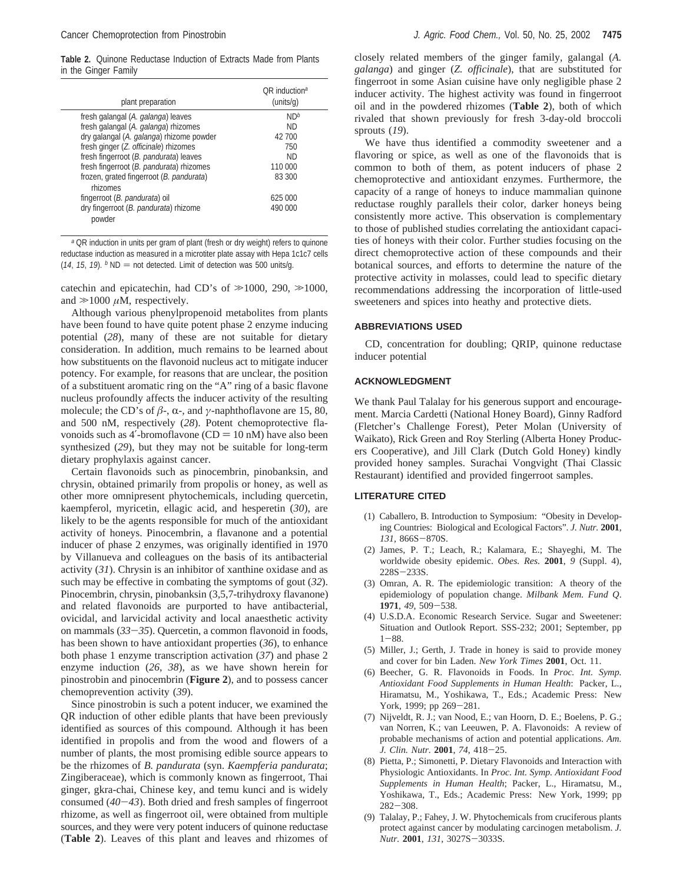**Table 2.** Quinone Reductase Induction of Extracts Made from Plants in the Ginger Family

| plant preparation | QR induction[a] (units/g) |
|---|---|
| fresh galangal (*A. galanga*) leaves | ND[b] |
| fresh galangal (*A. galanga*) rhizomes | ND |
| dry galangal (*A. galanga*) rhizome powder | 42 700 |
| fresh ginger (*Z. officinale*) rhizomes | 750 |
| fresh fingerroot (*B. pandurata*) leaves | ND |
| fresh fingerroot (*B. pandurata*) rhizomes | 110 000 |
| frozen, grated fingerroot (*B. pandurata*) rhizomes | 83 300 |
| fingerroot (*B. pandurata*) oil | 625 000 |
| dry fingerroot (*B. pandurata*) rhizome powder | 490 000 |

[a] QR induction in units per gram of plant (fresh or dry weight) refers to quinone reductase induction as measured in a microtiter plate assay with Hepa 1c1c7 cells (*14*, *15*, *19*). [b] ND = not detected. Limit of detection was 500 units/g.

catechin and epicatechin, had CD's of $\gg$1000, 290, $\gg$1000, and $\gg$1000 $\mu$M, respectively.

Although various phenylpropenoid metabolites from plants have been found to have quite potent phase 2 enzyme inducing potential (*28*), many of these are not suitable for dietary consideration. In addition, much remains to be learned about how substituents on the flavonoid nucleus act to mitigate inducer potency. For example, for reasons that are unclear, the position of a substituent aromatic ring on the "A" ring of a basic flavone nucleus profoundly affects the inducer activity of the resulting molecule; the CD's of $\beta$-, $\alpha$-, and $\gamma$-naphthoflavone are 15, 80, and 500 nM, respectively (*28*). Potent chemoprotective flavonoids such as 4′-bromoflavone (CD = 10 nM) have also been synthesized (*29*), but they may not be suitable for long-term dietary prophylaxis against cancer.

Certain flavonoids such as pinocembrin, pinobanksin, and chrysin, obtained primarily from propolis or honey, as well as other more omnipresent phytochemicals, including quercetin, kaempferol, myricetin, ellagic acid, and hesperetin (*30*), are likely to be the agents responsible for much of the antioxidant activity of honeys. Pinocembrin, a flavanone and a potential inducer of phase 2 enzymes, was originally identified in 1970 by Villanueva and colleagues on the basis of its antibacterial activity (*31*). Chrysin is an inhibitor of xanthine oxidase and as such may be effective in combating the symptoms of gout (*32*). Pinocembrin, chrysin, pinobanksin (3,5,7-trihydroxy flavanone) and related flavonoids are purported to have antibacterial, ovicidal, and larvicidal activity and local anaesthetic activity on mammals (*33*−*35*). Quercetin, a common flavonoid in foods, has been shown to have antioxidant properties (*36*), to enhance both phase 1 enzyme transcription activation (*37*) and phase 2 enzyme induction (*26*, *38*), as we have shown herein for pinostrobin and pinocembrin (**Figure 2**), and to possess cancer chemoprevention activity (*39*).

Since pinostrobin is such a potent inducer, we examined the QR induction of other edible plants that have been previously identified as sources of this compound. Although it has been identified in propolis and from the wood and flowers of a number of plants, the most promising edible source appears to be the rhizomes of *B. pandurata* (syn. *Kaempferia pandurata*; Zingiberaceae), which is commonly known as fingerroot, Thai ginger, gkra-chai, Chinese key, and temu kunci and is widely consumed (*40*−*43*). Both dried and fresh samples of fingerroot rhizome, as well as fingerroot oil, were obtained from multiple sources, and they were very potent inducers of quinone reductase (**Table 2**). Leaves of this plant and leaves and rhizomes of closely related members of the ginger family, galangal (*A. galanga*) and ginger (*Z. officinale*), that are substituted for fingerroot in some Asian cuisine have only negligible phase 2 inducer activity. The highest activity was found in fingerroot oil and in the powdered rhizomes (**Table 2**), both of which rivaled that shown previously for fresh 3-day-old broccoli sprouts (*19*).

We have thus identified a commodity sweetener and a flavoring or spice, as well as one of the flavonoids that is common to both of them, as potent inducers of phase 2 chemoprotective and antioxidant enzymes. Furthermore, the capacity of a range of honeys to induce mammalian quinone reductase roughly parallels their color, darker honeys being consistently more active. This observation is complementary to those of published studies correlating the antioxidant capacities of honeys with their color. Further studies focusing on the direct chemoprotective action of these compounds and their botanical sources, and efforts to determine the nature of the protective activity in molasses, could lead to specific dietary recommendations addressing the incorporation of little-used sweeteners and spices into heathy and protective diets.

## ABBREVIATIONS USED

CD, concentration for doubling; QRIP, quinone reductase inducer potential

## ACKNOWLEDGMENT

We thank Paul Talalay for his generous support and encouragement. Marcia Cardetti (National Honey Board), Ginny Radford (Fletcher's Challenge Forest), Peter Molan (University of Waikato), Rick Green and Roy Sterling (Alberta Honey Producers Cooperative), and Jill Clark (Dutch Gold Honey) kindly provided honey samples. Surachai Vongvight (Thai Classic Restaurant) identified and provided fingerroot samples.

## LITERATURE CITED

(1) Caballero, B. Introduction to Symposium: "Obesity in Developing Countries: Biological and Ecological Factors". *J. Nutr.* **2001**, *131*, 866S−870S.

(2) James, P. T.; Leach, R.; Kalamara, E.; Shayeghi, M. The worldwide obesity epidemic. *Obes. Res.* **2001**, *9* (Suppl. 4), 228S−233S.

(3) Omran, A. R. The epidemiologic transition: A theory of the epidemiology of population change. *Milbank Mem. Fund Q*. **1971**, *49*, 509−538.

(4) U.S.D.A. Economic Research Service. Sugar and Sweetener: Situation and Outlook Report. SSS-232; 2001; September, pp 1−88.

(5) Miller, J.; Gerth, J. Trade in honey is said to provide money and cover for bin Laden. *New York Times* **2001**, Oct. 11.

(6) Beecher, G. R. Flavonoids in Foods. In *Proc. Int. Symp. Antioxidant Food Supplements in Human Health*: Packer, L., Hiramatsu, M., Yoshikawa, T., Eds.; Academic Press: New York, 1999; pp 269−281.

(7) Nijveldt, R. J.; van Nood, E.; van Hoorn, D. E.; Boelens, P. G.; van Norren, K.; van Leeuwen, P. A. Flavonoids: A review of probable mechanisms of action and potential applications. *Am. J. Clin. Nutr.* **2001**, *74*, 418−25.

(8) Pietta, P.; Simonetti, P. Dietary Flavonoids and Interaction with Physiologic Antioxidants. In *Proc. Int. Symp. Antioxidant Food Supplements in Human Health*; Packer, L., Hiramatsu, M., Yoshikawa, T., Eds.; Academic Press: New York, 1999; pp 282−308.

(9) Talalay, P.; Fahey, J. W. Phytochemicals from cruciferous plants protect against cancer by modulating carcinogen metabolism. *J. Nutr.* **2001**, *131*, 3027S−3033S.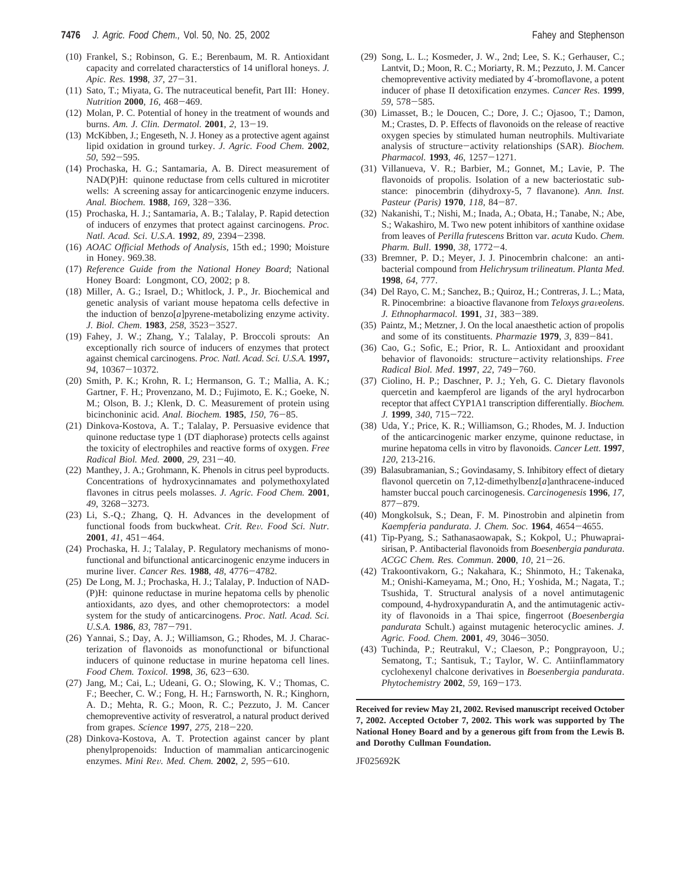(10) Frankel, S.; Robinson, G. E.; Berenbaum, M. R. Antioxidant capacity and correlated characterstics of 14 unifloral honeys. *J. Apic. Res.* **1998**, *37*, 27–31.

(11) Sato, T.; Miyata, G. The nutraceutical benefit, Part III: Honey. *Nutrition* **2000**, *16*, 468–469.

(12) Molan, P. C. Potential of honey in the treatment of wounds and burns. *Am. J. Clin. Dermatol.* **2001**, *2*, 13–19.

(13) McKibben, J.; Engeseth, N. J. Honey as a protective agent against lipid oxidation in ground turkey. *J. Agric. Food Chem.* **2002**, *50*, 592–595.

(14) Prochaska, H. G.; Santamaria, A. B. Direct measurement of NAD(P)H: quinone reductase from cells cultured in microtiter wells: A screening assay for anticarcinogenic enzyme inducers. *Anal. Biochem.* **1988**, *169*, 328–336.

(15) Prochaska, H. J.; Santamaria, A. B.; Talalay, P. Rapid detection of inducers of enzymes that protect against carcinogens. *Proc. Natl. Acad. Sci. U.S.A.* **1992**, *89*, 2394–2398.

(16) *AOAC Official Methods of Analysis*, 15th ed.; 1990; Moisture in Honey. 969.38.

(17) *Reference Guide from the National Honey Board*; National Honey Board: Longmont, CO, 2002; p 8.

(18) Miller, A. G.; Israel, D.; Whitlock, J. P., Jr. Biochemical and genetic analysis of variant mouse hepatoma cells defective in the induction of benzo[*a*]pyrene-metabolizing enzyme activity. *J. Biol. Chem.* **1983**, *258*, 3523–3527.

(19) Fahey, J. W.; Zhang, Y.; Talalay, P. Broccoli sprouts: An exceptionally rich source of inducers of enzymes that protect against chemical carcinogens. *Proc. Natl. Acad. Sci. U.S.A.* **1997,** *94*, 10367–10372.

(20) Smith, P. K.; Krohn, R. I.; Hermanson, G. T.; Mallia, A. K.; Gartner, F. H.; Provenzano, M. D.; Fujimoto, E. K.; Goeke, N. M.; Olson, B. J.; Klenk, D. C. Measurement of protein using bicinchoninic acid. *Anal. Biochem.* **1985**, *150*, 76–85.

(21) Dinkova-Kostova, A. T.; Talalay, P. Persuasive evidence that quinone reductase type 1 (DT diaphorase) protects cells against the toxicity of electrophiles and reactive forms of oxygen. *Free Radical Biol. Med.* **2000**, *29*, 231–40.

(22) Manthey, J. A.; Grohmann, K. Phenols in citrus peel byproducts. Concentrations of hydroxycinnamates and polymethoxylated flavones in citrus peels molasses. *J. Agric. Food Chem.* **2001**, *49*, 3268–3273.

(23) Li, S.-Q.; Zhang, Q. H. Advances in the development of functional foods from buckwheat. *Crit. Rev. Food Sci. Nutr.* **2001**, *41*, 451–464.

(24) Prochaska, H. J.; Talalay, P. Regulatory mechanisms of monofunctional and bifunctional anticarcinogenic enzyme inducers in murine liver. *Cancer Res.* **1988**, *48*, 4776–4782.

(25) De Long, M. J.; Prochaska, H. J.; Talalay, P. Induction of NAD(P)H: quinone reductase in murine hepatoma cells by phenolic antioxidants, azo dyes, and other chemoprotectors: a model system for the study of anticarcinogens. *Proc. Natl. Acad. Sci. U.S.A.* **1986**, *83*, 787–791.

(26) Yannai, S.; Day, A. J.; Williamson, G.; Rhodes, M. J. Characterization of flavonoids as monofunctional or bifunctional inducers of quinone reductase in murine hepatoma cell lines. *Food Chem. Toxicol.* **1998**, *36*, 623–630.

(27) Jang, M.; Cai, L.; Udeani, G. O.; Slowing, K. V.; Thomas, C. F.; Beecher, C. W.; Fong, H. H.; Farnsworth, N. R.; Kinghorn, A. D.; Mehta, R. G.; Moon, R. C.; Pezzuto, J. M. Cancer chemopreventive activity of resveratrol, a natural product derived from grapes. *Science* **1997**, *275*, 218–220.

(28) Dinkova-Kostova, A. T. Protection against cancer by plant phenylpropenoids: Induction of mammalian anticarcinogenic enzymes. *Mini Rev. Med. Chem.* **2002**, *2*, 595–610.

(29) Song, L. L.; Kosmeder, J. W., 2nd; Lee, S. K.; Gerhauser, C.; Lantvit, D.; Moon, R. C.; Moriarty, R. M.; Pezzuto, J. M. Cancer chemopreventive activity mediated by 4′-bromoflavone, a potent inducer of phase II detoxification enzymes. *Cancer Res.* **1999**, *59*, 578–585.

(30) Limasset, B.; le Doucen, C.; Dore, J. C.; Ojasoo, T.; Damon, M.; Crastes, D. P. Effects of flavonoids on the release of reactive oxygen species by stimulated human neutrophils. Multivariate analysis of structure–activity relationships (SAR). *Biochem. Pharmacol.* **1993**, *46*, 1257–1271.

(31) Villanueva, V. R.; Barbier, M.; Gonnet, M.; Lavie, P. The flavonoids of propolis. Isolation of a new bacteriostatic substance: pinocembrin (dihydroxy-5, 7 flavanone). *Ann. Inst. Pasteur (Paris)* **1970**, *118*, 84–87.

(32) Nakanishi, T.; Nishi, M.; Inada, A.; Obata, H.; Tanabe, N.; Abe, S.; Wakashiro, M. Two new potent inhibitors of xanthine oxidase from leaves of *Perilla frutescens* Britton var. *acuta* Kudo. *Chem. Pharm. Bull.* **1990**, *38*, 1772–4.

(33) Bremner, P. D.; Meyer, J. J. Pinocembrin chalcone: an antibacterial compound from *Helichrysum trilineatum*. *Planta Med.* **1998**, *64*, 777.

(34) Del Rayo, C. M.; Sanchez, B.; Quiroz, H.; Contreras, J. L.; Mata, R. Pinocembrine: a bioactive flavanone from *Teloxys graveolens*. *J. Ethnopharmacol.* **1991**, *31*, 383–389.

(35) Paintz, M.; Metzner, J. On the local anaesthetic action of propolis and some of its constituents. *Pharmazie* **1979**, *3*, 839–841.

(36) Cao, G.; Sofic, E.; Prior, R. L. Antioxidant and prooxidant behavior of flavonoids: structure–activity relationships. *Free Radical Biol. Med.* **1997**, *22*, 749–760.

(37) Ciolino, H. P.; Daschner, P. J.; Yeh, G. C. Dietary flavonols quercetin and kaempferol are ligands of the aryl hydrocarbon receptor that affect CYP1A1 transcription differentially. *Biochem. J.* **1999**, *340*, 715–722.

(38) Uda, Y.; Price, K. R.; Williamson, G.; Rhodes, M. J. Induction of the anticarcinogenic marker enzyme, quinone reductase, in murine hepatoma cells in vitro by flavonoids. *Cancer Lett.* **1997**, *120*, 213-216.

(39) Balasubramanian, S.; Govindasamy, S. Inhibitory effect of dietary flavonol quercetin on 7,12-dimethylbenz[*a*]anthracene-induced hamster buccal pouch carcinogenesis. *Carcinogenesis* **1996**, *17*, 877–879.

(40) Mongkolsuk, S.; Dean, F. M. Pinostrobin and alpinetin from *Kaempferia pandurata*. *J. Chem. Soc.* **1964**, 4654–4655.

(41) Tip-Pyang, S.; Sathanasaowapak, S.; Kokpol, U.; Phuwapraisirisan, P. Antibacterial flavonoids from *Boesenbergia pandurata*. *ACGC Chem. Res. Commun.* **2000**, *10*, 21–26.

(42) Trakoontivakorn, G.; Nakahara, K.; Shinmoto, H.; Takenaka, M.; Onishi-Kameyama, M.; Ono, H.; Yoshida, M.; Nagata, T.; Tsushida, T. Structural analysis of a novel antimutagenic compound, 4-hydroxypanduratin A, and the antimutagenic activity of flavonoids in a Thai spice, fingerroot (*Boesenbergia pandurata* Schult.) against mutagenic heterocyclic amines. *J. Agric. Food. Chem.* **2001**, *49*, 3046–3050.

(43) Tuchinda, P.; Reutrakul, V.; Claeson, P.; Pongprayoon, U.; Sematong, T.; Santisuk, T.; Taylor, W. C. Antiinflammatory cyclohexenyl chalcone derivatives in *Boesenbergia pandurata*. *Phytochemistry* **2002**, *59*, 169–173.

**Received for review May 21, 2002. Revised manuscript received October 7, 2002. Accepted October 7, 2002. This work was supported by The National Honey Board and by a generous gift from from the Lewis B. and Dorothy Cullman Foundation.**

JF025692K